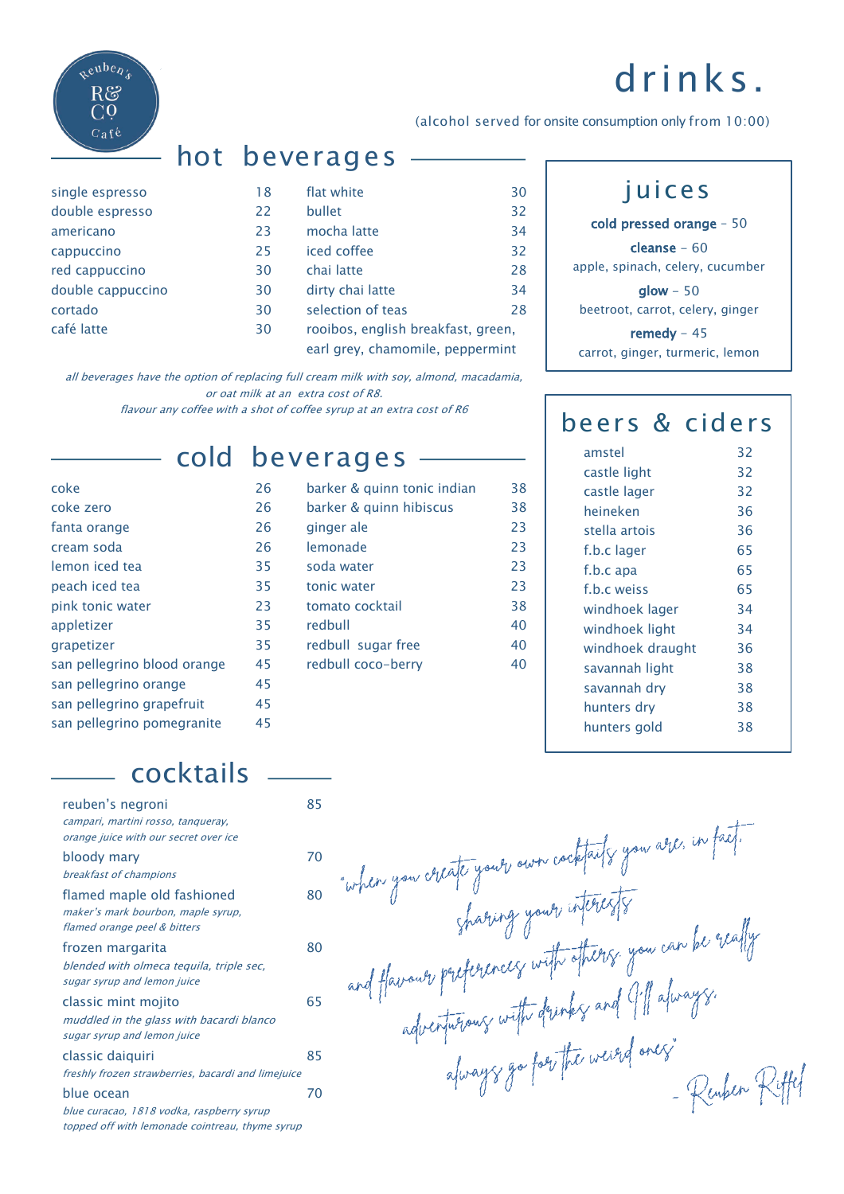Reuben's R&CO Café

# drinks.

(alcohol served for onsite consumption only from 10:00)

## hot beverages

| | |
|---|---|
| single espresso | 18 |
| double espresso | 22 |
| americano | 23 |
| cappuccino | 25 |
| red cappuccino | 30 |
| double cappuccino | 30 |
| cortado | 30 |
| café latte | 30 |
| flat white | 30 |
| bullet | 32 |
| mocha latte | 34 |
| iced coffee | 32 |
| chai latte | 28 |
| dirty chai latte | 34 |
| selection of teas<br>rooibos, english breakfast, green, earl grey, chamomile, peppermint | 28 |

*all beverages have the option of replacing full cream milk with soy, almond, macadamia, or oat milk at an extra cost of R8.*
*flavour any coffee with a shot of coffee syrup at an extra cost of R6*

## juices

**cold pressed orange** - 50

**cleanse** - 60
apple, spinach, celery, cucumber

**glow** - 50
beetroot, carrot, celery, ginger

**remedy** - 45
carrot, ginger, turmeric, lemon

## cold beverages

| | |
|---|---|
| coke | 26 |
| coke zero | 26 |
| fanta orange | 26 |
| cream soda | 26 |
| lemon iced tea | 35 |
| peach iced tea | 35 |
| pink tonic water | 23 |
| appletizer | 35 |
| grapetizer | 35 |
| san pellegrino blood orange | 45 |
| san pellegrino orange | 45 |
| san pellegrino grapefruit | 45 |
| san pellegrino pomegranite | 45 |
| barker & quinn tonic indian | 38 |
| barker & quinn hibiscus | 38 |
| ginger ale | 23 |
| lemonade | 23 |
| soda water | 23 |
| tonic water | 23 |
| tomato cocktail | 38 |
| redbull | 40 |
| redbull sugar free | 40 |
| redbull coco-berry | 40 |

## beers & ciders

| | |
|---|---|
| amstel | 32 |
| castle light | 32 |
| castle lager | 32 |
| heineken | 36 |
| stella artois | 36 |
| f.b.c lager | 65 |
| f.b.c apa | 65 |
| f.b.c weiss | 65 |
| windhoek lager | 34 |
| windhoek light | 34 |
| windhoek draught | 36 |
| savannah light | 38 |
| savannah dry | 38 |
| hunters dry | 38 |
| hunters gold | 38 |

## cocktails

| | |
|---|---|
| reuben's negroni<br>*campari, martini rosso, tanqueray, orange juice with our secret over ice* | 85 |
| bloody mary<br>*breakfast of champions* | 70 |
| flamed maple old fashioned<br>*maker's mark bourbon, maple syrup, flamed orange peel & bitters* | 80 |
| frozen margarita<br>*blended with olmeca tequila, triple sec, sugar syrup and lemon juice* | 80 |
| classic mint mojito<br>*muddled in the glass with bacardi blanco sugar syrup and lemon juice* | 65 |
| classic daiquiri<br>*freshly frozen strawberries, bacardi and limejuice* | 85 |
| blue ocean<br>*blue curacao, 1818 vodka, raspberry syrup topped off with lemonade cointreau, thyme syrup* | 70 |

"when you create your own cocktails you are, in fact, sharing your interests and flavour preferences with others. you can be really adventurous with drinks and I'll always, always go for the weird ones"

\- Reuben Riffel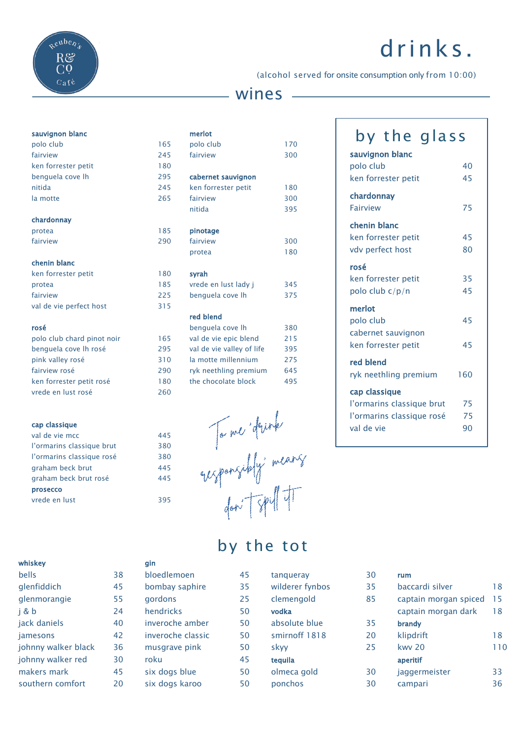Reuben's R&Co Café

# drinks.

(alcohol served for onsite consumption only from 10:00)

## wines

**sauvignon blanc**

| | |
|---|---|
| polo club | 165 |
| fairview | 245 |
| ken forrester petit | 180 |
| benguela cove lh | 295 |
| nitida | 245 |
| la motte | 265 |

**chardonnay**

| | |
|---|---|
| protea | 185 |
| fairview | 290 |

**chenin blanc**

| | |
|---|---|
| ken forrester petit | 180 |
| protea | 185 |
| fairview | 225 |
| val de vie perfect host | 315 |

**rosé**

| | |
|---|---|
| polo club chard pinot noir | 165 |
| benguela cove lh rosé | 295 |
| pink valley rosé | 310 |
| fairview rosé | 290 |
| ken forrester petit rosé | 180 |
| vrede en lust rosé | 260 |

**cap classique**

| | |
|---|---|
| val de vie mcc | 445 |
| l'ormarins classique brut | 380 |
| l'ormarins classique rosé | 380 |
| graham beck brut | 445 |
| graham beck brut rosé | 445 |

**prosecco**

| | |
|---|---|
| vrede en lust | 395 |

**merlot**

| | |
|---|---|
| polo club | 170 |
| fairview | 300 |

**cabernet sauvignon**

| | |
|---|---|
| ken forrester petit | 180 |
| fairview | 300 |
| nitida | 395 |

**pinotage**

| | |
|---|---|
| fairview | 300 |
| protea | 180 |

**syrah**

| | |
|---|---|
| vrede en lust lady j | 345 |
| benguela cove lh | 375 |

**red blend**

| | |
|---|---|
| benguela cove lh | 380 |
| val de vie epic blend | 215 |
| val de vie valley of life | 395 |
| la motte millennium | 275 |
| ryk neethling premium | 645 |
| the chocolate block | 495 |

*To me 'drink responsibly' means don't spill it!*

## by the glass

**sauvignon blanc**

| | |
|---|---|
| polo club | 40 |
| ken forrester petit | 45 |

**chardonnay**

| | |
|---|---|
| Fairview | 75 |

**chenin blanc**

| | |
|---|---|
| ken forrester petit | 45 |
| vdv perfect host | 80 |

**rosé**

| | |
|---|---|
| ken forrester petit | 35 |
| polo club c/p/n | 45 |

**merlot**

| | |
|---|---|
| polo club | 45 |

**cabernet sauvignon**

| | |
|---|---|
| ken forrester petit | 45 |

**red blend**

| | |
|---|---|
| ryk neethling premium | 160 |

**cap classique**

| | |
|---|---|
| l'ormarins classique brut | 75 |
| l'ormarins classique rosé | 75 |
| val de vie | 90 |

## by the tot

**whiskey**

| | |
|---|---|
| bells | 38 |
| glenfiddich | 45 |
| glenmorangie | 55 |
| j & b | 24 |
| jack daniels | 40 |
| jamesons | 42 |
| johnny walker black | 36 |
| johnny walker red | 30 |
| makers mark | 45 |
| southern comfort | 20 |

**gin**

| | |
|---|---|
| bloedlemoen | 45 |
| bombay saphire | 35 |
| gordons | 25 |
| hendricks | 50 |
| inveroche amber | 50 |
| inveroche classic | 50 |
| musgrave pink | 50 |
| roku | 45 |
| six dogs blue | 50 |
| six dogs karoo | 50 |
| tanqueray | 30 |
| wilderer fynbos | 35 |
| clemengold | 85 |

**vodka**

| | |
|---|---|
| absolute blue | 35 |
| smirnoff 1818 | 20 |
| skyy | 25 |

**tequila**

| | |
|---|---|
| olmeca gold | 30 |
| ponchos | 30 |

**rum**

| | |
|---|---|
| baccardi silver | 18 |
| captain morgan spiced | 15 |
| captain morgan dark | 18 |

**brandy**

| | |
|---|---|
| klipdrift | 18 |
| kwv 20 | 110 |

**aperitif**

| | |
|---|---|
| jaggermeister | 33 |
| campari | 36 |